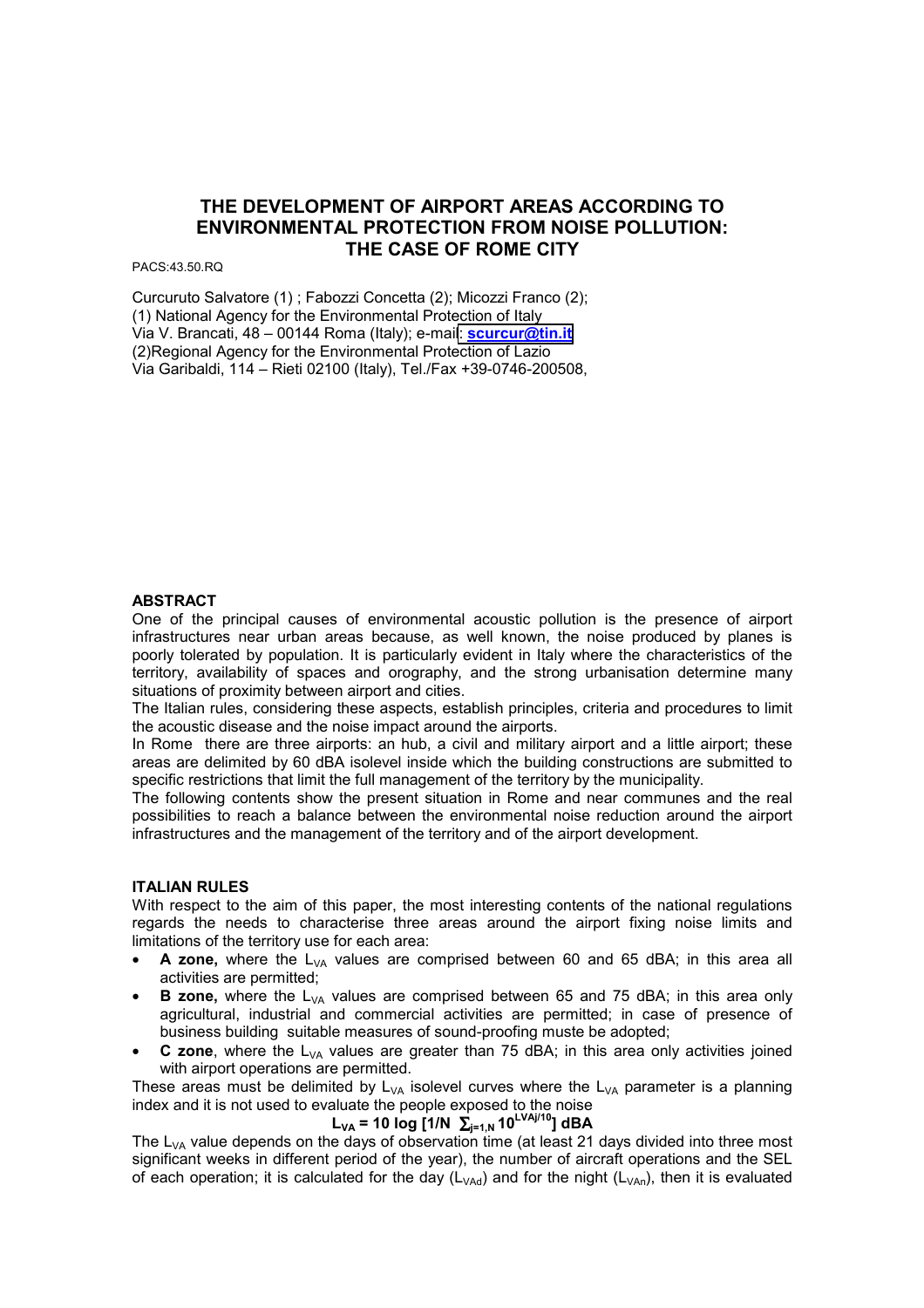# THE DEVELOPMENT OF AIRPORT AREAS ACCORDING TO ENVIRONMENTAL PROTECTION FROM NOISE POLLUTION: THE CASE OF ROME CITY

PACS:43.50.RQ

Curcuruto Salvatore (1) ; Fabozzi Concetta (2); Micozzi Franco (2);
(1) National Agency for the Environmental Protection of Italy
Via V. Brancati, 48 – 00144 Roma (Italy); e-mail: **scurcur@tin.it**
(2)Regional Agency for the Environmental Protection of Lazio
Via Garibaldi, 114 – Rieti 02100 (Italy), Tel./Fax +39-0746-200508,

## ABSTRACT

One of the principal causes of environmental acoustic pollution is the presence of airport infrastructures near urban areas because, as well known, the noise produced by planes is poorly tolerated by population. It is particularly evident in Italy where the characteristics of the territory, availability of spaces and orography, and the strong urbanisation determine many situations of proximity between airport and cities.

The Italian rules, considering these aspects, establish principles, criteria and procedures to limit the acoustic disease and the noise impact around the airports.

In Rome there are three airports: an hub, a civil and military airport and a little airport; these areas are delimited by 60 dBA isolevel inside which the building constructions are submitted to specific restrictions that limit the full management of the territory by the municipality.

The following contents show the present situation in Rome and near communes and the real possibilities to reach a balance between the environmental noise reduction around the airport infrastructures and the management of the territory and of the airport development.

## ITALIAN RULES

With respect to the aim of this paper, the most interesting contents of the national regulations regards the needs to characterise three areas around the airport fixing noise limits and limitations of the territory use for each area:

- **A zone,** where the $L_{VA}$ values are comprised between 60 and 65 dBA; in this area all activities are permitted;
- **B zone,** where the $L_{VA}$ values are comprised between 65 and 75 dBA; in this area only agricultural, industrial and commercial activities are permitted; in case of presence of business building suitable measures of sound-proofing muste be adopted;
- **C zone**, where the $L_{VA}$ values are greater than 75 dBA; in this area only activities joined with airport operations are permitted.

These areas must be delimited by $L_{VA}$ isolevel curves where the $L_{VA}$ parameter is a planning index and it is not used to evaluate the people exposed to the noise

$$L_{VA} = 10 \log [1/N \sum_{j=1,N} 10^{L_{VAj}/10}] \text{ dBA}$$

The $L_{VA}$ value depends on the days of observation time (at least 21 days divided into three most significant weeks in different period of the year), the number of aircraft operations and the SEL of each operation; it is calculated for the day ($L_{VAd}$) and for the night ($L_{VAn}$), then it is evaluated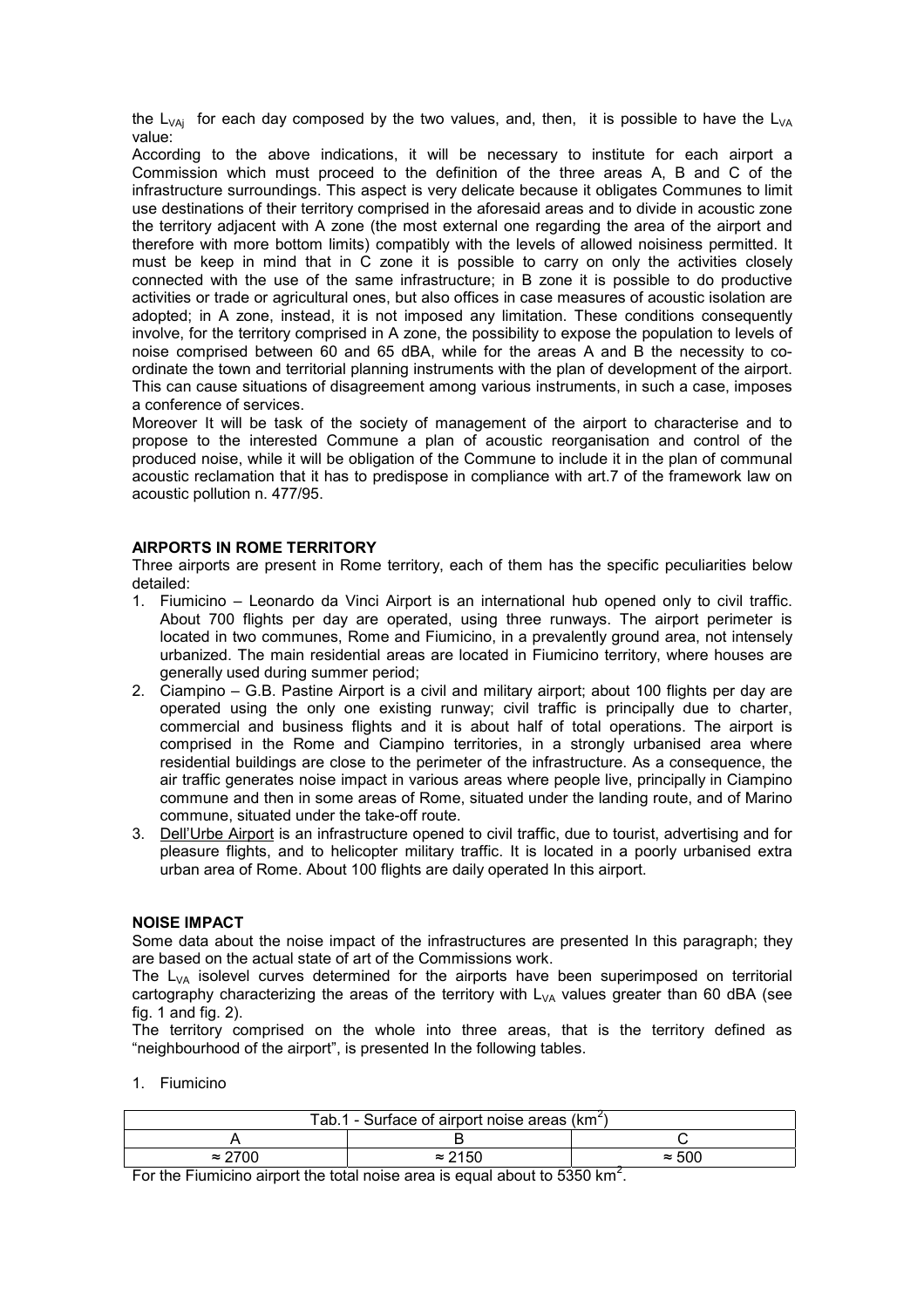the $L_{VAj}$ for each day composed by the two values, and, then, it is possible to have the $L_{VA}$ value:

According to the above indications, it will be necessary to institute for each airport a Commission which must proceed to the definition of the three areas A, B and C of the infrastructure surroundings. This aspect is very delicate because it obligates Communes to limit use destinations of their territory comprised in the aforesaid areas and to divide in acoustic zone the territory adjacent with A zone (the most external one regarding the area of the airport and therefore with more bottom limits) compatibly with the levels of allowed noisiness permitted. It must be keep in mind that in C zone it is possible to carry on only the activities closely connected with the use of the same infrastructure; in B zone it is possible to do productive activities or trade or agricultural ones, but also offices in case measures of acoustic isolation are adopted; in A zone, instead, it is not imposed any limitation. These conditions consequently involve, for the territory comprised in A zone, the possibility to expose the population to levels of noise comprised between 60 and 65 dBA, while for the areas A and B the necessity to co-ordinate the town and territorial planning instruments with the plan of development of the airport. This can cause situations of disagreement among various instruments, in such a case, imposes a conference of services.

Moreover It will be task of the society of management of the airport to characterise and to propose to the interested Commune a plan of acoustic reorganisation and control of the produced noise, while it will be obligation of the Commune to include it in the plan of communal acoustic reclamation that it has to predispose in compliance with art.7 of the framework law on acoustic pollution n. 477/95.

## AIRPORTS IN ROME TERRITORY

Three airports are present in Rome territory, each of them has the specific peculiarities below detailed:

1. Fiumicino – Leonardo da Vinci Airport is an international hub opened only to civil traffic. About 700 flights per day are operated, using three runways. The airport perimeter is located in two communes, Rome and Fiumicino, in a prevalently ground area, not intensely urbanized. The main residential areas are located in Fiumicino territory, where houses are generally used during summer period;
2. Ciampino – G.B. Pastine Airport is a civil and military airport; about 100 flights per day are operated using the only one existing runway; civil traffic is principally due to charter, commercial and business flights and it is about half of total operations. The airport is comprised in the Rome and Ciampino territories, in a strongly urbanised area where residential buildings are close to the perimeter of the infrastructure. As a consequence, the air traffic generates noise impact in various areas where people live, principally in Ciampino commune and then in some areas of Rome, situated under the landing route, and of Marino commune, situated under the take-off route.
3. Dell'Urbe Airport is an infrastructure opened to civil traffic, due to tourist, advertising and for pleasure flights, and to helicopter military traffic. It is located in a poorly urbanised extra urban area of Rome. About 100 flights are daily operated In this airport.

## NOISE IMPACT

Some data about the noise impact of the infrastructures are presented In this paragraph; they are based on the actual state of art of the Commissions work.

The $L_{VA}$ isolevel curves determined for the airports have been superimposed on territorial cartography characterizing the areas of the territory with $L_{VA}$ values greater than 60 dBA (see fig. 1 and fig. 2).

The territory comprised on the whole into three areas, that is the territory defined as "neighbourhood of the airport", is presented In the following tables.

1. Fiumicino

| Tab.1 - Surface of airport noise areas (km$^2$) | | |
|---|---|---|
| A | B | C |
| ≈ 2700 | ≈ 2150 | ≈ 500 |

For the Fiumicino airport the total noise area is equal about to 5350 km$^2$.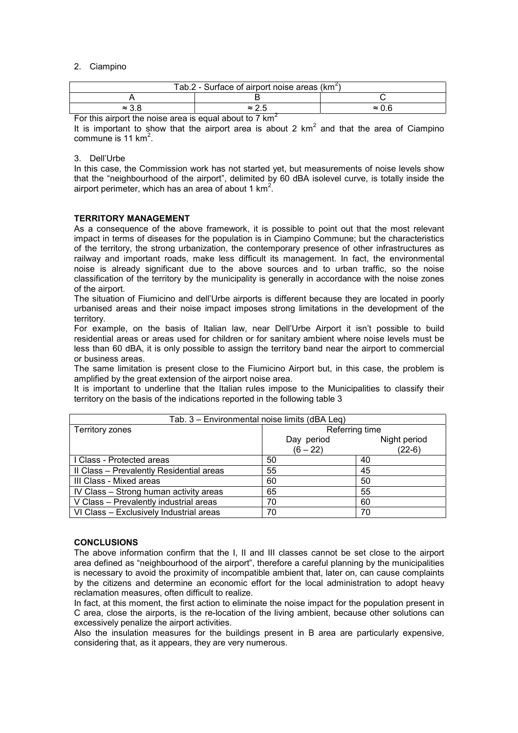2. Ciampino

| Tab.2 - Surface of airport noise areas ($km^2$) | | |
|---|---|---|
| A | B | C |
| ≈ 3.8 | ≈ 2.5 | ≈ 0.6 |

For this airport the noise area is equal about to 7 $km^2$

It is important to show that the airport area is about 2 $km^2$ and that the area of Ciampino commune is 11 $km^2$.

3. Dell'Urbe

In this case, the Commission work has not started yet, but measurements of noise levels show that the "neighbourhood of the airport", delimited by 60 dBA isolevel curve, is totally inside the airport perimeter, which has an area of about 1 $km^2$.

## TERRITORY MANAGEMENT

As a consequence of the above framework, it is possible to point out that the most relevant impact in terms of diseases for the population is in Ciampino Commune; but the characteristics of the territory, the strong urbanization, the contemporary presence of other infrastructures as railway and important roads, make less difficult its management. In fact, the environmental noise is already significant due to the above sources and to urban traffic, so the noise classification of the territory by the municipality is generally in accordance with the noise zones of the airport.

The situation of Fiumicino and dell'Urbe airports is different because they are located in poorly urbanised areas and their noise impact imposes strong limitations in the development of the territory.

For example, on the basis of Italian law, near Dell'Urbe Airport it isn't possible to build residential areas or areas used for children or for sanitary ambient where noise levels must be less than 60 dBA, it is only possible to assign the territory band near the airport to commercial or business areas.

The same limitation is present close to the Fiumicino Airport but, in this case, the problem is amplified by the great extension of the airport noise area.

It is important to underline that the Italian rules impose to the Municipalities to classify their territory on the basis of the indications reported in the following table 3

| Tab. 3 – Environmental noise limits (dBA Leq) | | |
|---|---|---|
| Territory zones | Referring time | |
| | Day period (6 – 22) | Night period (22-6) |
| I Class - Protected areas | 50 | 40 |
| II Class – Prevalently Residential areas | 55 | 45 |
| III Class - Mixed areas | 60 | 50 |
| IV Class – Strong human activity areas | 65 | 55 |
| V Class – Prevalently industrial areas | 70 | 60 |
| VI Class – Exclusively Industrial areas | 70 | 70 |

## CONCLUSIONS

The above information confirm that the I, II and III classes cannot be set close to the airport area defined as "neighbourhood of the airport", therefore a careful planning by the municipalities is necessary to avoid the proximity of incompatible ambient that, later on, can cause complaints by the citizens and determine an economic effort for the local administration to adopt heavy reclamation measures, often difficult to realize.

In fact, at this moment, the first action to eliminate the noise impact for the population present in C area, close the airports, is the re-location of the living ambient, because other solutions can excessively penalize the airport activities.

Also the insulation measures for the buildings present in B area are particularly expensive, considering that, as it appears, they are very numerous.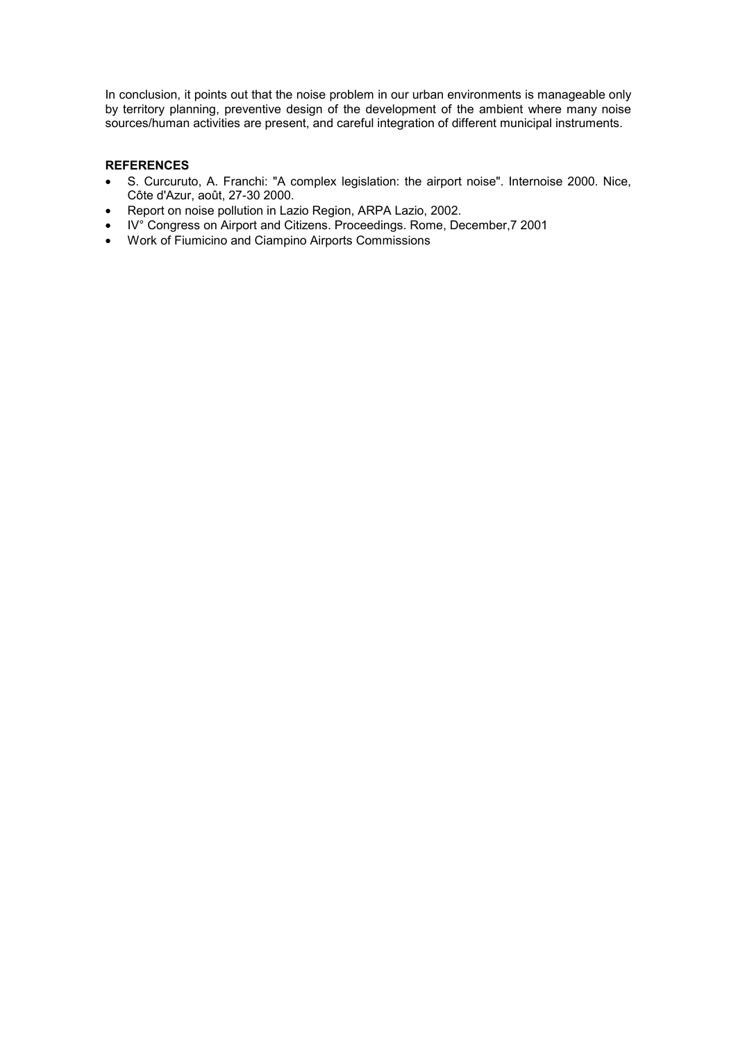In conclusion, it points out that the noise problem in our urban environments is manageable only by territory planning, preventive design of the development of the ambient where many noise sources/human activities are present, and careful integration of different municipal instruments.

**REFERENCES**

- S. Curcuruto, A. Franchi: "A complex legislation: the airport noise". Internoise 2000. Nice, Côte d'Azur, août, 27-30 2000.
- Report on noise pollution in Lazio Region, ARPA Lazio, 2002.
- IV° Congress on Airport and Citizens. Proceedings. Rome, December,7 2001
- Work of Fiumicino and Ciampino Airports Commissions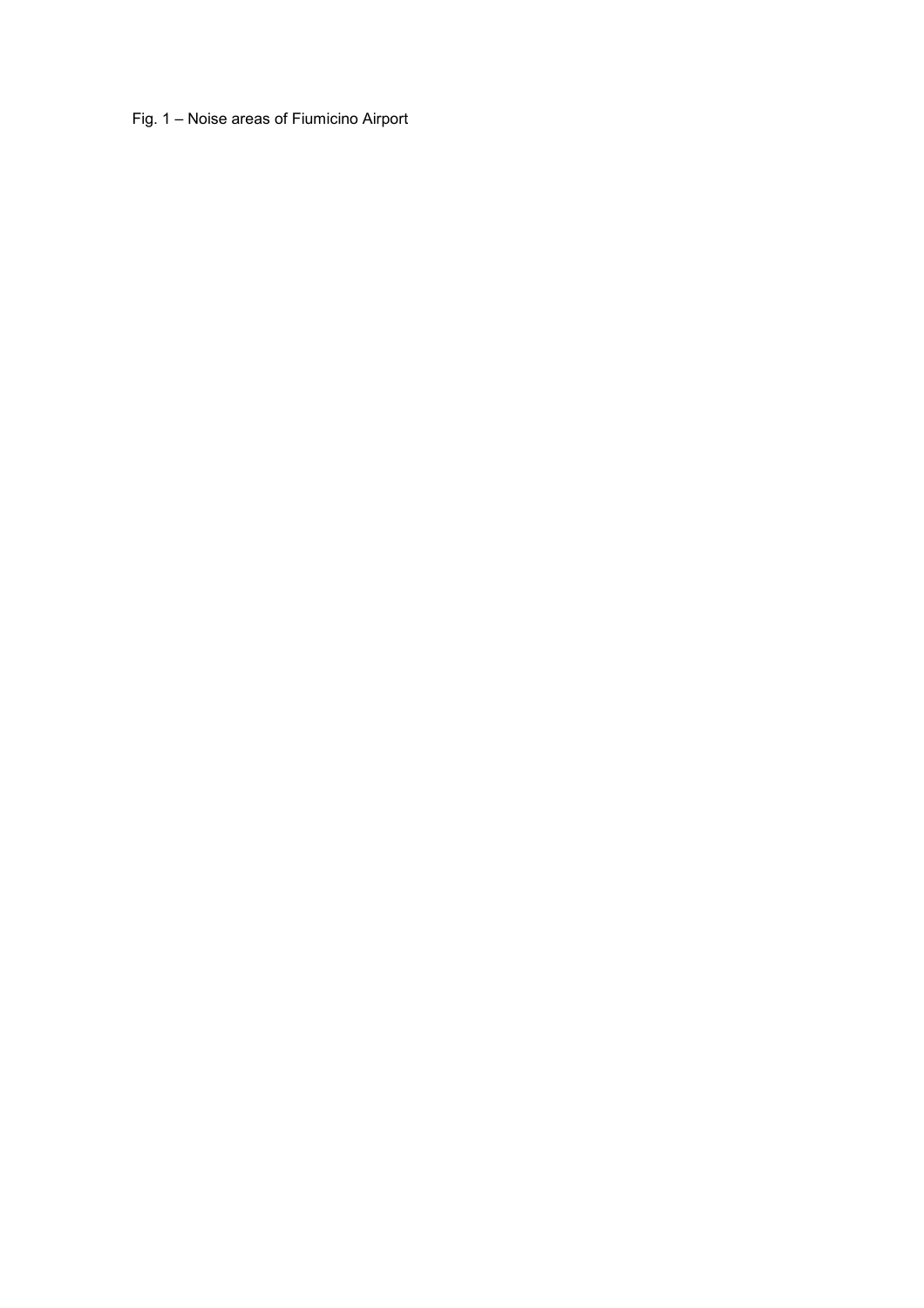Fig. 1 – Noise areas of Fiumicino Airport